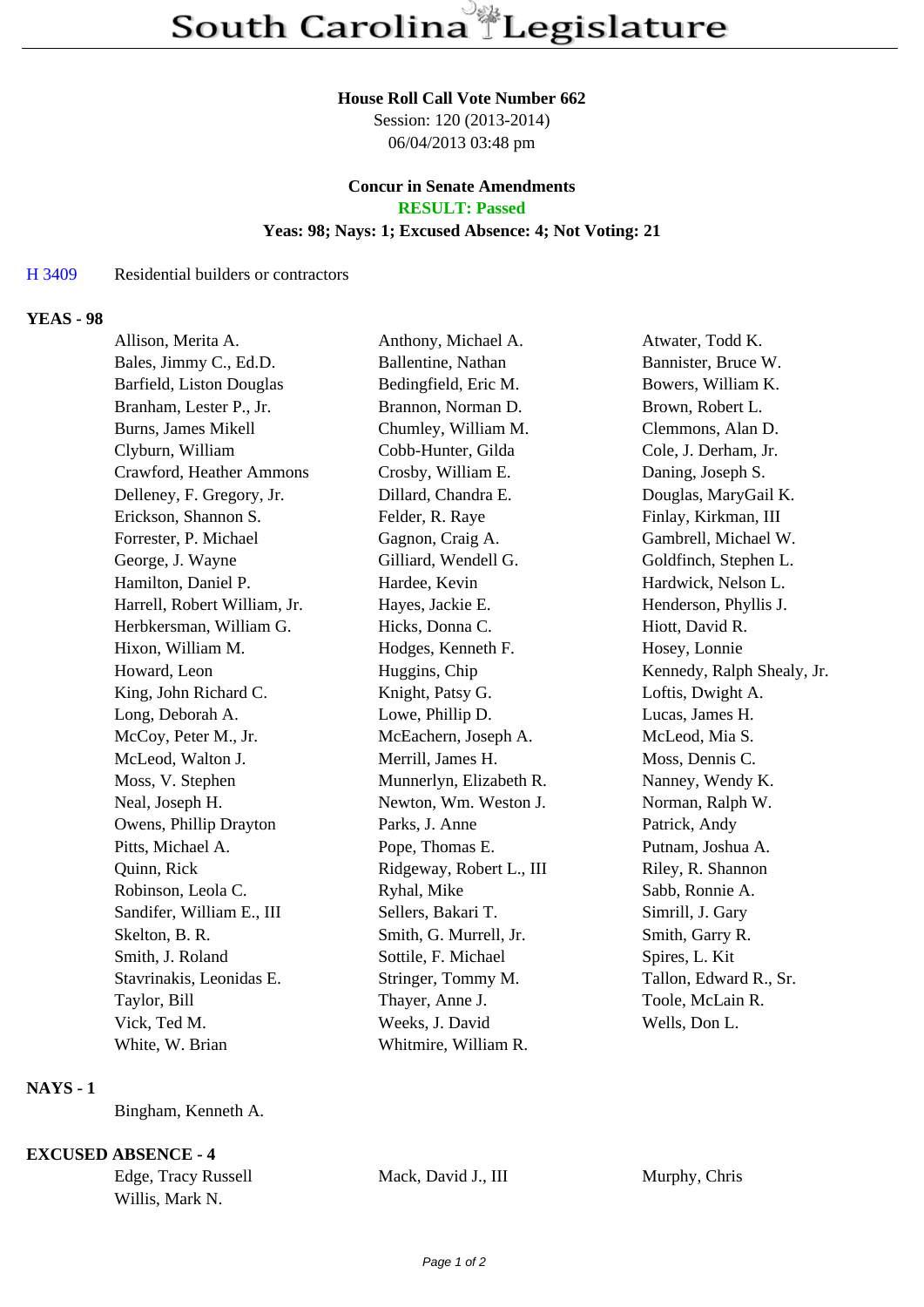# South Carolina Legislature

**House Roll Call Vote Number 662**
Session: 120 (2013-2014)
06/04/2013 03:48 pm

**Concur in Senate Amendments**
**RESULT: Passed**
**Yeas: 98; Nays: 1; Excused Absence: 4; Not Voting: 21**

H 3409 Residential builders or contractors

## YEAS - 98

| | | |
|---|---|---|
| Allison, Merita A. | Anthony, Michael A. | Atwater, Todd K. |
| Bales, Jimmy C., Ed.D. | Ballentine, Nathan | Bannister, Bruce W. |
| Barfield, Liston Douglas | Bedingfield, Eric M. | Bowers, William K. |
| Branham, Lester P., Jr. | Brannon, Norman D. | Brown, Robert L. |
| Burns, James Mikell | Chumley, William M. | Clemmons, Alan D. |
| Clyburn, William | Cobb-Hunter, Gilda | Cole, J. Derham, Jr. |
| Crawford, Heather Ammons | Crosby, William E. | Daning, Joseph S. |
| Delleney, F. Gregory, Jr. | Dillard, Chandra E. | Douglas, MaryGail K. |
| Erickson, Shannon S. | Felder, R. Raye | Finlay, Kirkman, III |
| Forrester, P. Michael | Gagnon, Craig A. | Gambrell, Michael W. |
| George, J. Wayne | Gilliard, Wendell G. | Goldfinch, Stephen L. |
| Hamilton, Daniel P. | Hardee, Kevin | Hardwick, Nelson L. |
| Harrell, Robert William, Jr. | Hayes, Jackie E. | Henderson, Phyllis J. |
| Herbkersman, William G. | Hicks, Donna C. | Hiott, David R. |
| Hixon, William M. | Hodges, Kenneth F. | Hosey, Lonnie |
| Howard, Leon | Huggins, Chip | Kennedy, Ralph Shealy, Jr. |
| King, John Richard C. | Knight, Patsy G. | Loftis, Dwight A. |
| Long, Deborah A. | Lowe, Phillip D. | Lucas, James H. |
| McCoy, Peter M., Jr. | McEachern, Joseph A. | McLeod, Mia S. |
| McLeod, Walton J. | Merrill, James H. | Moss, Dennis C. |
| Moss, V. Stephen | Munnerlyn, Elizabeth R. | Nanney, Wendy K. |
| Neal, Joseph H. | Newton, Wm. Weston J. | Norman, Ralph W. |
| Owens, Phillip Drayton | Parks, J. Anne | Patrick, Andy |
| Pitts, Michael A. | Pope, Thomas E. | Putnam, Joshua A. |
| Quinn, Rick | Ridgeway, Robert L., III | Riley, R. Shannon |
| Robinson, Leola C. | Ryhal, Mike | Sabb, Ronnie A. |
| Sandifer, William E., III | Sellers, Bakari T. | Simrill, J. Gary |
| Skelton, B. R. | Smith, G. Murrell, Jr. | Smith, Garry R. |
| Smith, J. Roland | Sottile, F. Michael | Spires, L. Kit |
| Stavrinakis, Leonidas E. | Stringer, Tommy M. | Tallon, Edward R., Sr. |
| Taylor, Bill | Thayer, Anne J. | Toole, McLain R. |
| Vick, Ted M. | Weeks, J. David | Wells, Don L. |
| White, W. Brian | Whitmire, William R. | |

## NAYS - 1

Bingham, Kenneth A.

## EXCUSED ABSENCE - 4

| | | |
|---|---|---|
| Edge, Tracy Russell | Mack, David J., III | Murphy, Chris |
| Willis, Mark N. | | |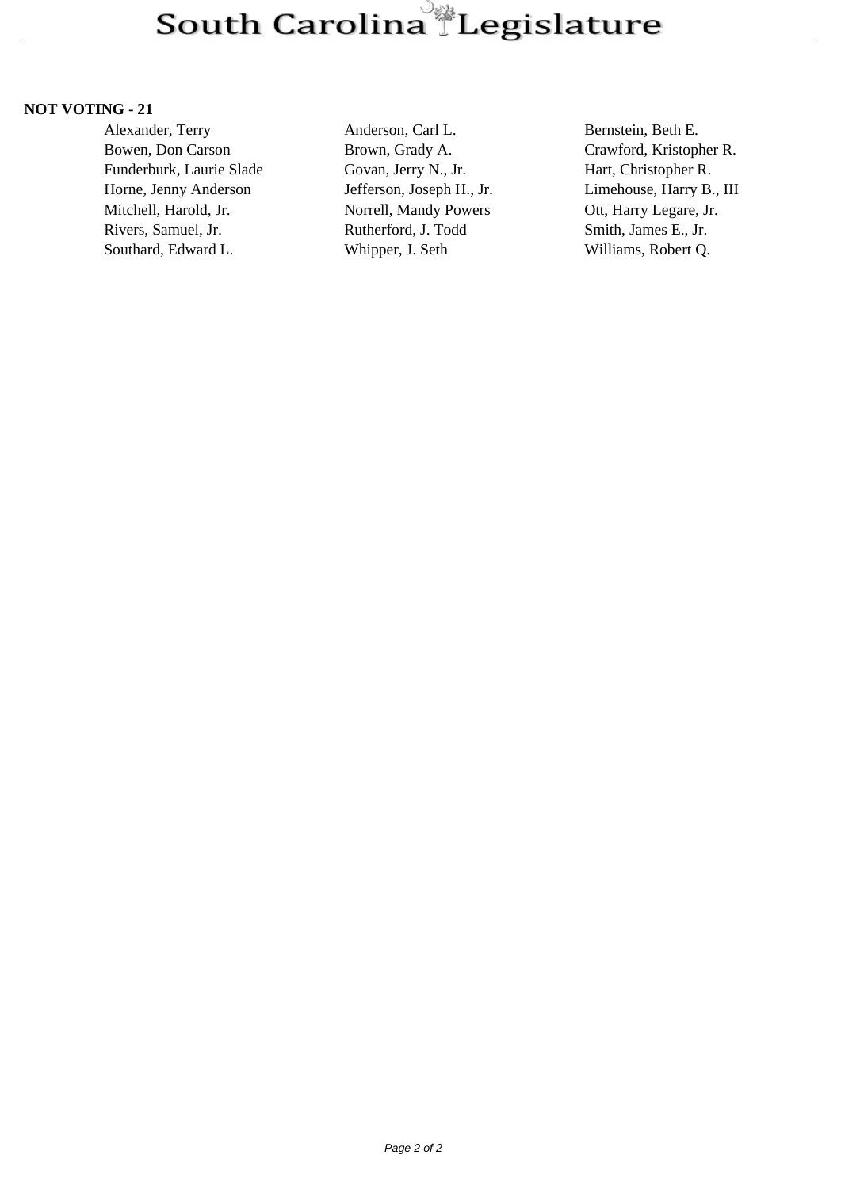**NOT VOTING - 21**

| | | |
|---|---|---|
| Alexander, Terry | Anderson, Carl L. | Bernstein, Beth E. |
| Bowen, Don Carson | Brown, Grady A. | Crawford, Kristopher R. |
| Funderburk, Laurie Slade | Govan, Jerry N., Jr. | Hart, Christopher R. |
| Horne, Jenny Anderson | Jefferson, Joseph H., Jr. | Limehouse, Harry B., III |
| Mitchell, Harold, Jr. | Norrell, Mandy Powers | Ott, Harry Legare, Jr. |
| Rivers, Samuel, Jr. | Rutherford, J. Todd | Smith, James E., Jr. |
| Southard, Edward L. | Whipper, J. Seth | Williams, Robert Q. |